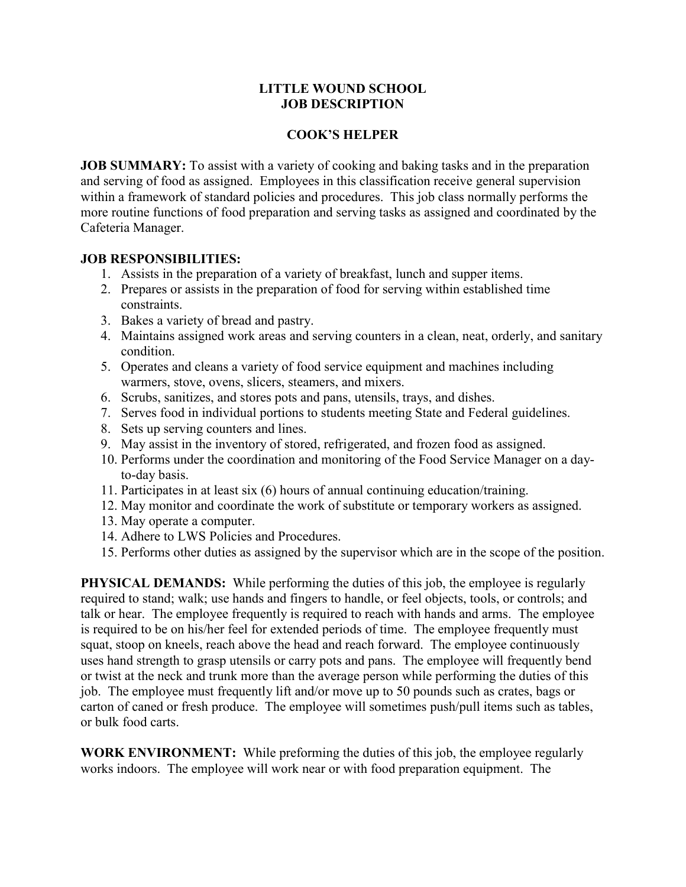# LITTLE WOUND SCHOOL
# JOB DESCRIPTION

## COOK'S HELPER

**JOB SUMMARY:** To assist with a variety of cooking and baking tasks and in the preparation and serving of food as assigned. Employees in this classification receive general supervision within a framework of standard policies and procedures. This job class normally performs the more routine functions of food preparation and serving tasks as assigned and coordinated by the Cafeteria Manager.

**JOB RESPONSIBILITIES:**

1. Assists in the preparation of a variety of breakfast, lunch and supper items.
2. Prepares or assists in the preparation of food for serving within established time constraints.
3. Bakes a variety of bread and pastry.
4. Maintains assigned work areas and serving counters in a clean, neat, orderly, and sanitary condition.
5. Operates and cleans a variety of food service equipment and machines including warmers, stove, ovens, slicers, steamers, and mixers.
6. Scrubs, sanitizes, and stores pots and pans, utensils, trays, and dishes.
7. Serves food in individual portions to students meeting State and Federal guidelines.
8. Sets up serving counters and lines.
9. May assist in the inventory of stored, refrigerated, and frozen food as assigned.
10. Performs under the coordination and monitoring of the Food Service Manager on a day-to-day basis.
11. Participates in at least six (6) hours of annual continuing education/training.
12. May monitor and coordinate the work of substitute or temporary workers as assigned.
13. May operate a computer.
14. Adhere to LWS Policies and Procedures.
15. Performs other duties as assigned by the supervisor which are in the scope of the position.

**PHYSICAL DEMANDS:** While performing the duties of this job, the employee is regularly required to stand; walk; use hands and fingers to handle, or feel objects, tools, or controls; and talk or hear. The employee frequently is required to reach with hands and arms. The employee is required to be on his/her feel for extended periods of time. The employee frequently must squat, stoop on kneels, reach above the head and reach forward. The employee continuously uses hand strength to grasp utensils or carry pots and pans. The employee will frequently bend or twist at the neck and trunk more than the average person while performing the duties of this job. The employee must frequently lift and/or move up to 50 pounds such as crates, bags or carton of caned or fresh produce. The employee will sometimes push/pull items such as tables, or bulk food carts.

**WORK ENVIRONMENT:** While preforming the duties of this job, the employee regularly works indoors. The employee will work near or with food preparation equipment. The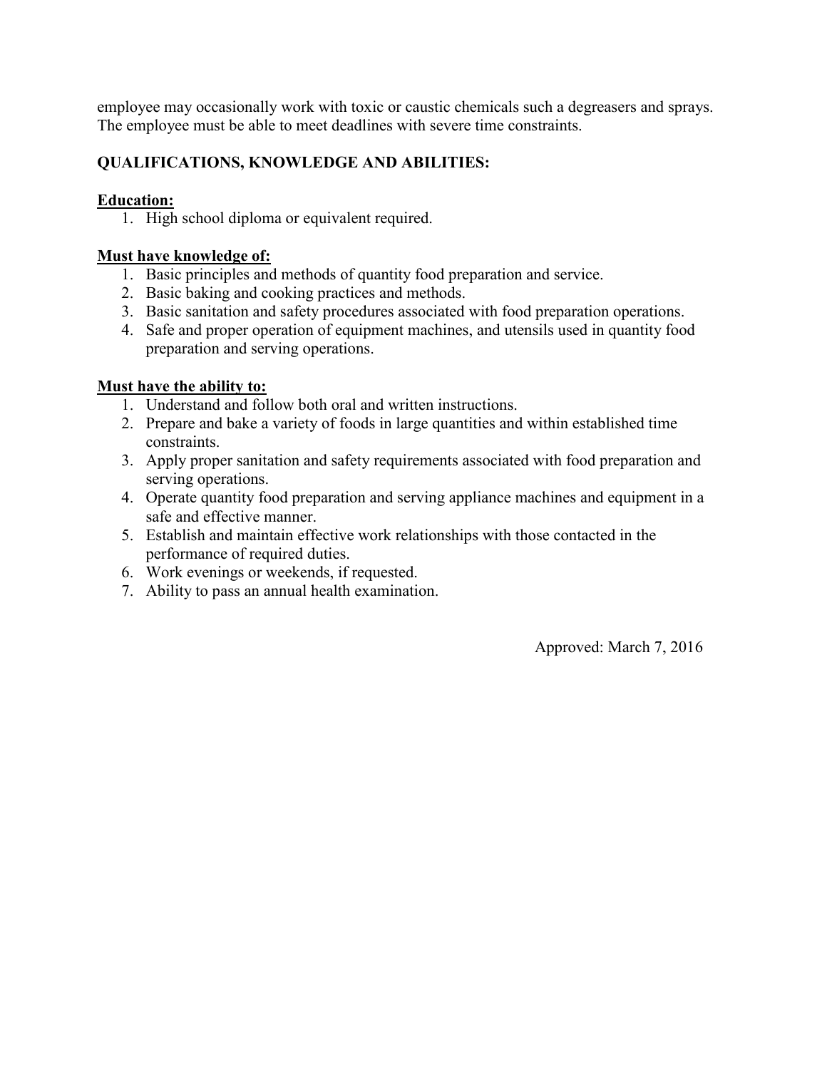employee may occasionally work with toxic or caustic chemicals such a degreasers and sprays. The employee must be able to meet deadlines with severe time constraints.

## QUALIFICATIONS, KNOWLEDGE AND ABILITIES:

**Education:**

1. High school diploma or equivalent required.

**Must have knowledge of:**

1. Basic principles and methods of quantity food preparation and service.
2. Basic baking and cooking practices and methods.
3. Basic sanitation and safety procedures associated with food preparation operations.
4. Safe and proper operation of equipment machines, and utensils used in quantity food preparation and serving operations.

**Must have the ability to:**

1. Understand and follow both oral and written instructions.
2. Prepare and bake a variety of foods in large quantities and within established time constraints.
3. Apply proper sanitation and safety requirements associated with food preparation and serving operations.
4. Operate quantity food preparation and serving appliance machines and equipment in a safe and effective manner.
5. Establish and maintain effective work relationships with those contacted in the performance of required duties.
6. Work evenings or weekends, if requested.
7. Ability to pass an annual health examination.

Approved: March 7, 2016